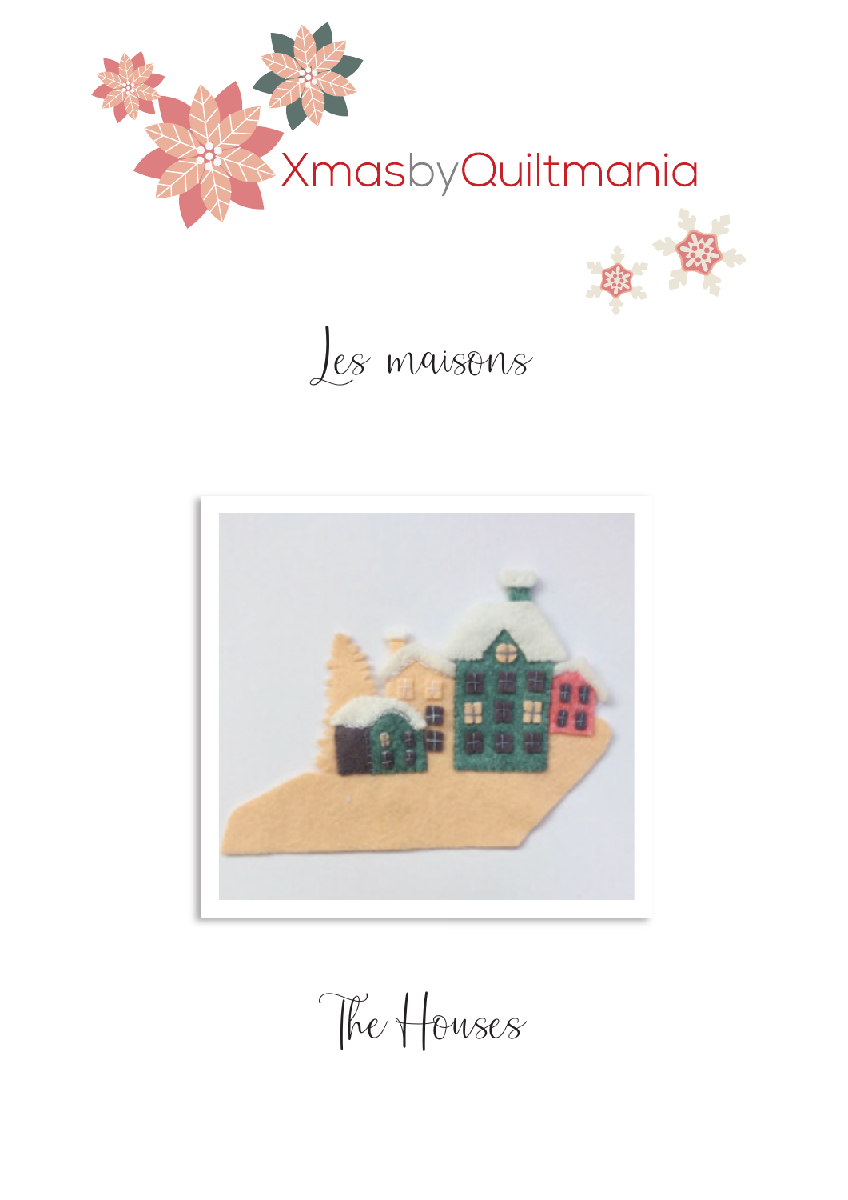XmasbyQuiltmania

# Les maisons

# The Houses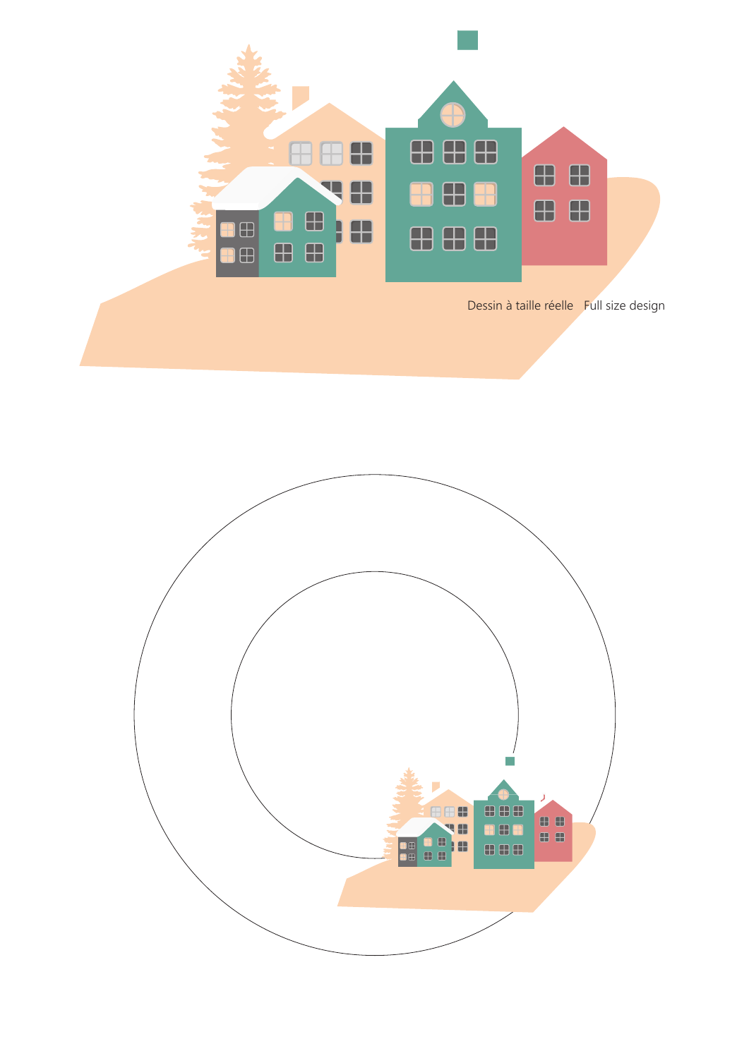Dessin à taille réelle    Full size design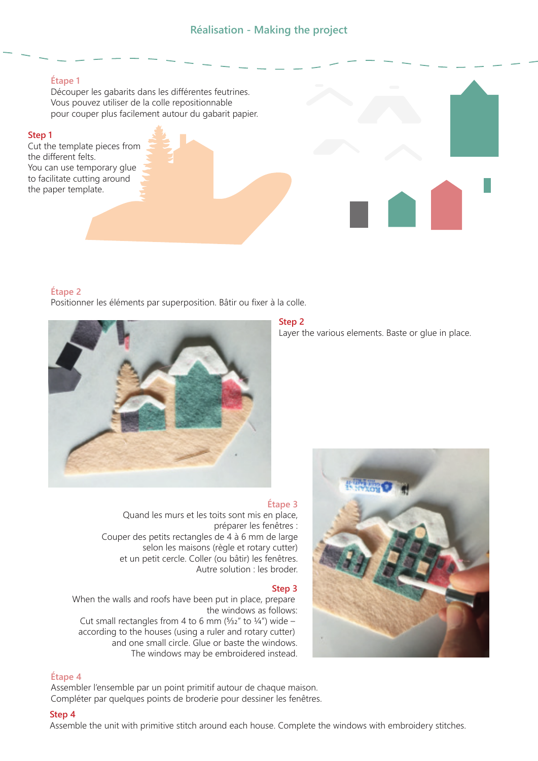## Réalisation - Making the project

### Étape 1

Découper les gabarits dans les différentes feutrines.
Vous pouvez utiliser de la colle repositionnable
pour couper plus facilement autour du gabarit papier.

### Step 1

Cut the template pieces from
the different felts.
You can use temporary glue
to facilitate cutting around
the paper template.

### Étape 2

Positionner les éléments par superposition. Bâtir ou fixer à la colle.

### Step 2

Layer the various elements. Baste or glue in place.

### Étape 3

Quand les murs et les toits sont mis en place,
préparer les fenêtres :
Couper des petits rectangles de 4 à 6 mm de large
selon les maisons (règle et rotary cutter)
et un petit cercle. Coller (ou bâtir) les fenêtres.
Autre solution : les broder.

### Step 3

When the walls and roofs have been put in place, prepare
the windows as follows:
Cut small rectangles from 4 to 6 mm (5⁄32" to ¼") wide –
according to the houses (using a ruler and rotary cutter)
and one small circle. Glue or baste the windows.
The windows may be embroidered instead.

### Étape 4

Assembler l'ensemble par un point primitif autour de chaque maison.
Compléter par quelques points de broderie pour dessiner les fenêtres.

### Step 4

Assemble the unit with primitive stitch around each house. Complete the windows with embroidery stitches.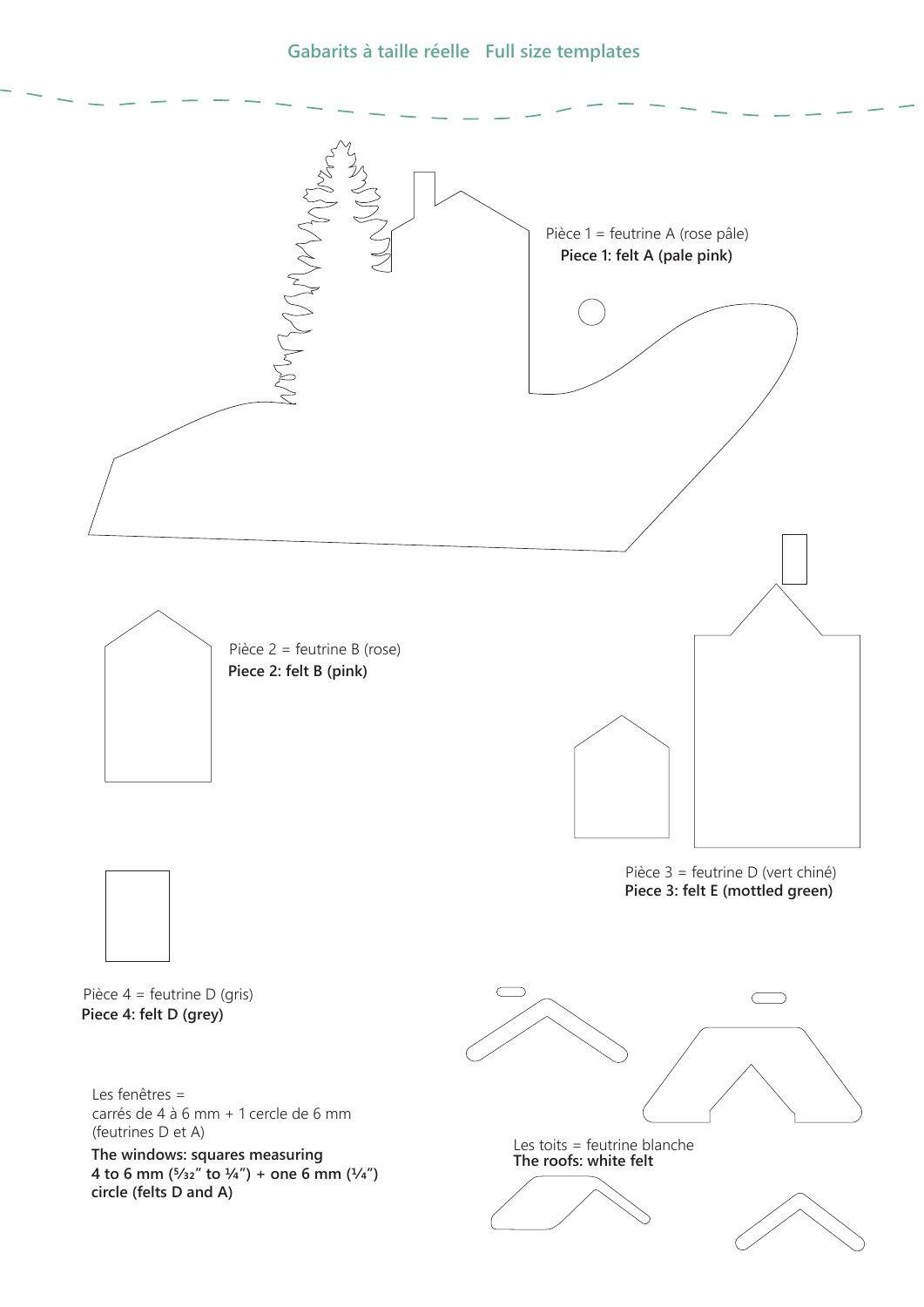## Gabarits à taille réelle   Full size templates

Pièce 1 = feutrine A (rose pâle)
**Piece 1: felt A (pale pink)**

Pièce 2 = feutrine B (rose)
**Piece 2: felt B (pink)**

Pièce 3 = feutrine D (vert chiné)
**Piece 3: felt E (mottled green)**

Pièce 4 = feutrine D (gris)
**Piece 4: felt D (grey)**

Les fenêtres =
carrés de 4 à 6 mm + 1 cercle de 6 mm
(feutrines D et A)

**The windows: squares measuring 4 to 6 mm (5⁄32″ to ¼″) + one 6 mm (¼″) circle (felts D and A)**

Les toits = feutrine blanche
**The roofs: white felt**